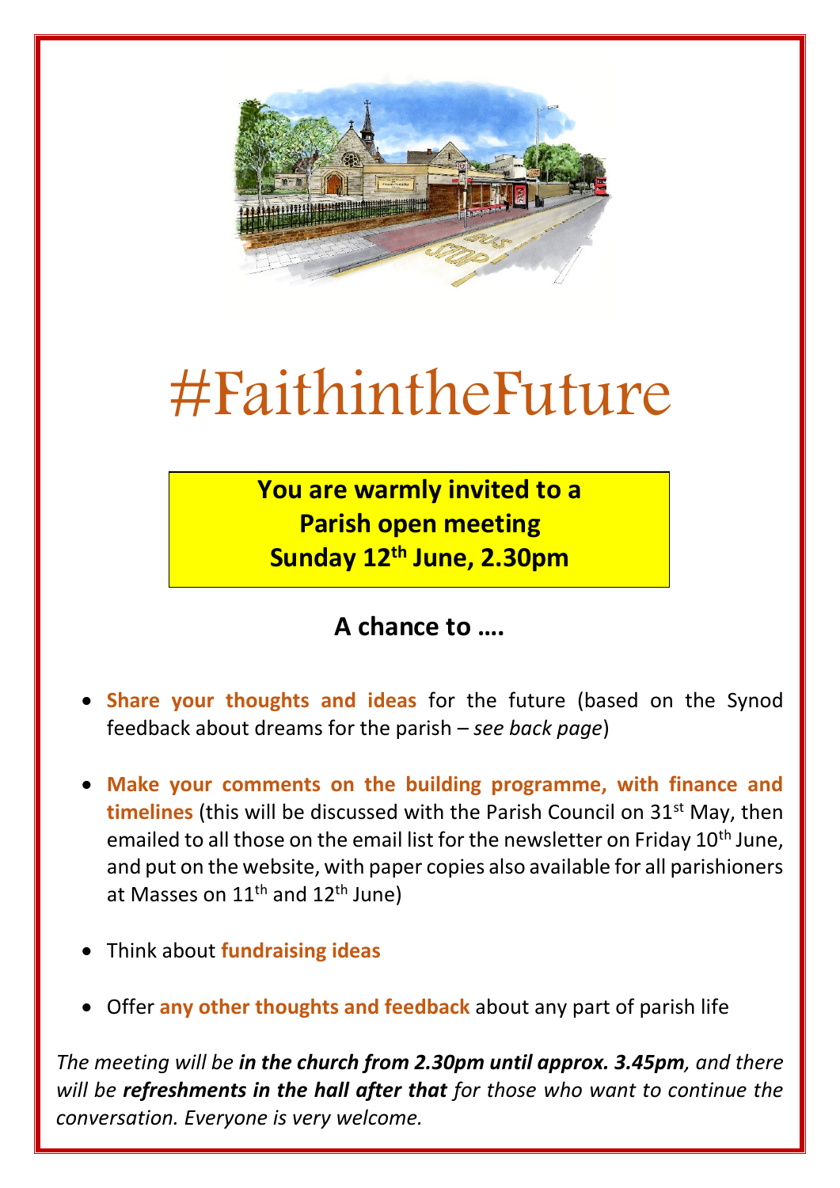# #FaithintheFuture

**You are warmly invited to a Parish open meeting Sunday 12th June, 2.30pm**

## A chance to ….

- **Share your thoughts and ideas** for the future (based on the Synod feedback about dreams for the parish – *see back page*)
- **Make your comments on the building programme, with finance and timelines** (this will be discussed with the Parish Council on 31st May, then emailed to all those on the email list for the newsletter on Friday 10th June, and put on the website, with paper copies also available for all parishioners at Masses on 11th and 12th June)
- Think about **fundraising ideas**
- Offer **any other thoughts and feedback** about any part of parish life

*The meeting will be **in the church from 2.30pm until approx. 3.45pm**, and there will be **refreshments in the hall after that** for those who want to continue the conversation. Everyone is very welcome.*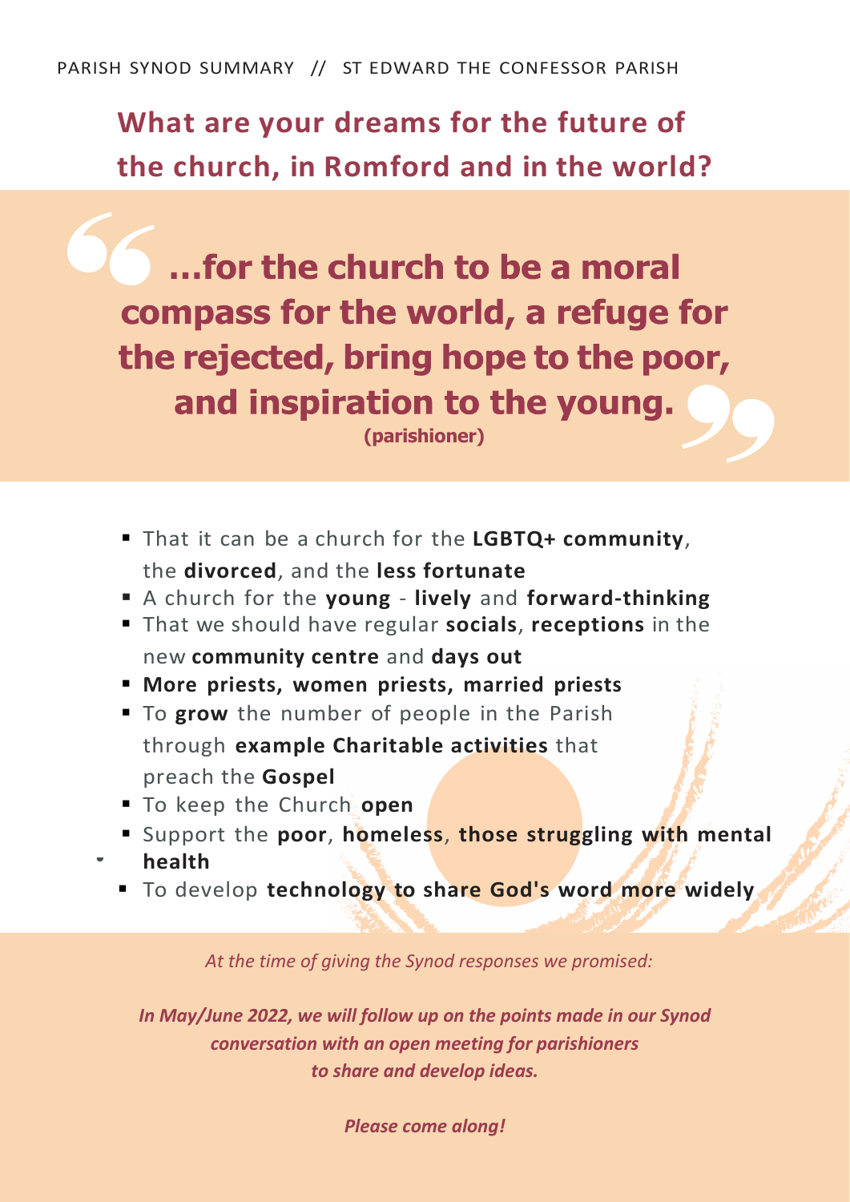PARISH SYNOD SUMMARY // ST EDWARD THE CONFESSOR PARISH

## What are your dreams for the future of the church, in Romford and in the world?

> **...for the church to be a moral compass for the world, a refuge for the rejected, bring hope to the poor, and inspiration to the young.**
> **(parishioner)**

- That it can be a church for the **LGBTQ+ community**, the **divorced**, and the **less fortunate**
- A church for the **young** - **lively** and **forward-thinking**
- That we should have regular **socials**, **receptions** in the new **community centre** and **days out**
- **More priests, women priests, married priests**
- To **grow** the number of people in the Parish through **example Charitable activities** that preach the **Gospel**
- To keep the Church **open**
- Support the **poor**, **homeless**, **those struggling with mental health**
- To develop **technology to share God's word more widely**

*At the time of giving the Synod responses we promised:*

***In May/June 2022, we will follow up on the points made in our Synod conversation with an open meeting for parishioners to share and develop ideas.***

***Please come along!***